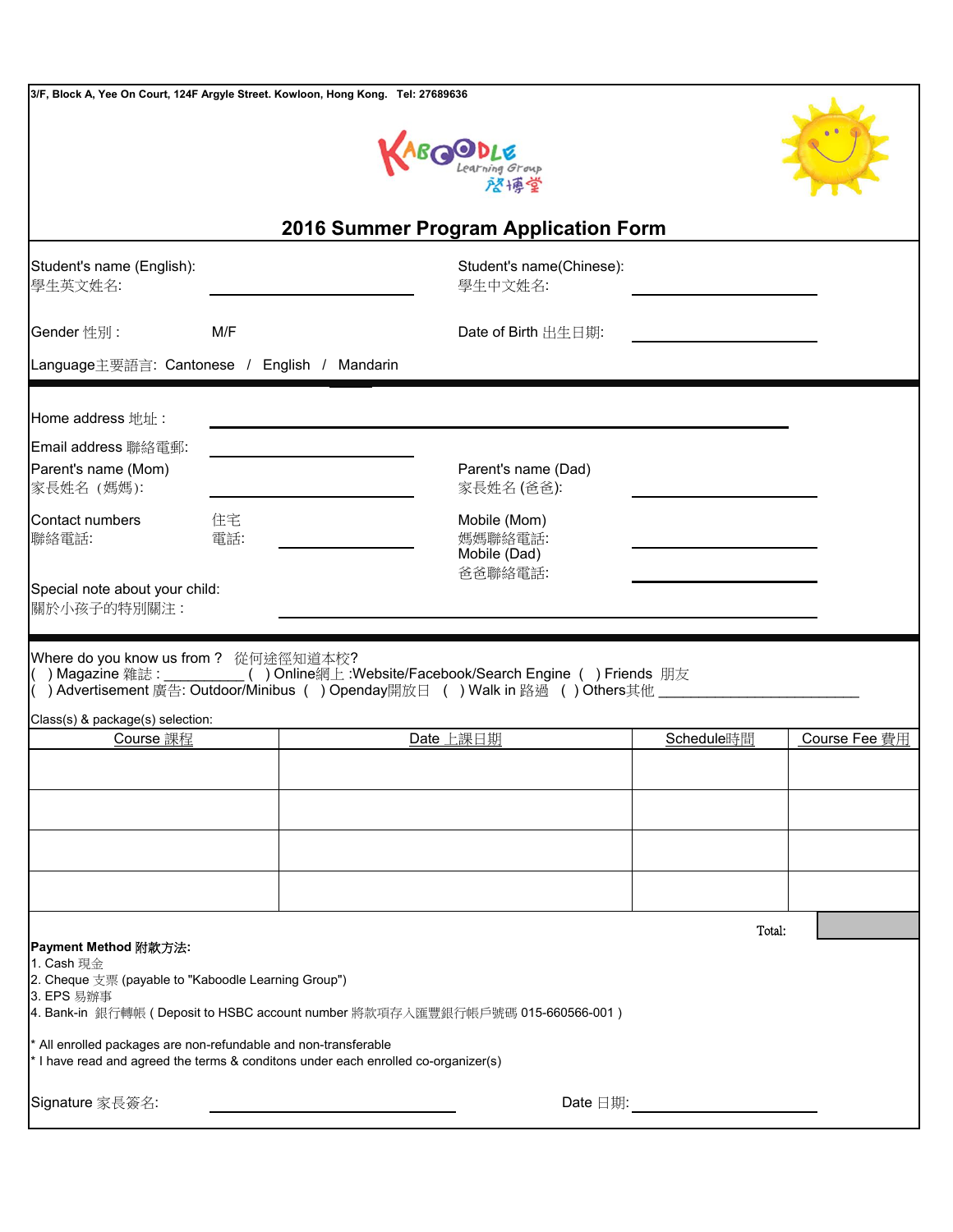3/F, Block A, Yee On Court, 124F Argyle Street. Kowloon, Hong Kong. Tel: 27689636

Kaboodle Learning Group 啓博堂

# 2016 Summer Program Application Form

Student's name (English): 學生英文姓名: ______________________ Student's name(Chinese): 學生中文姓名: ______________________

Gender 性別 : M/F Date of Birth 出生日期: ______________________

Language主要語言: Cantonese / English / Mandarin

Home address 地址 : ______________________________________________

Email address 聯絡電郵: ______________________

Parent's name (Mom) 家長姓名（媽媽): ______________________ Parent's name (Dad) 家長姓名 (爸爸): ______________________

Contact numbers 聯絡電話: 住宅電話: ______________________ Mobile (Mom) 媽媽聯絡電話: ______________________ Mobile (Dad) 爸爸聯絡電話: ______________________

Special note about your child: 關於小孩子的特別關注 : ______________________________________________

Where do you know us from？ 從何途徑知道本校?
( ) Magazine 雜誌 : __________ ( ) Online網上 :Website/Facebook/Search Engine ( ) Friends 朋友
( ) Advertisement 廣告: Outdoor/Minibus ( ) Openday開放日 ( ) Walk in 路過 ( ) Others其他 ________________________

Class(s) & package(s) selection:

| Course 課程 | Date 上課日期 | Schedule時間 | Course Fee 費用 |
|---|---|---|---|
| | | | |
| | | | |
| | | | |
| | | | |
| | | Total: | |

**Payment Method** 附款方法:
1. Cash 現金
2. Cheque 支票 (payable to "Kaboodle Learning Group")
3. EPS 易辦事
4. Bank-in 銀行轉帳 ( Deposit to HSBC account number 將款項存入匯豐銀行帳戶號碼 015-660566-001 )

* All enrolled packages are non-refundable and non-transferable
* I have read and agreed the terms & conditons under each enrolled co-organizer(s)

Signature 家長簽名: ______________________ Date 日期: ______________________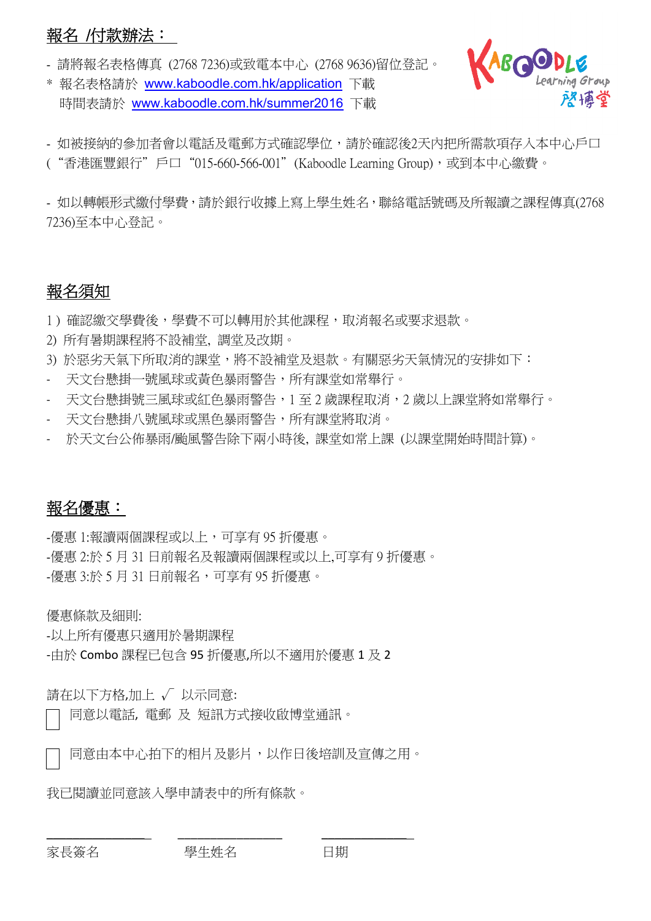## 報名 /付款辦法：

- 請將報名表格傳真 (2768 7236)或致電本中心 (2768 9636)留位登記。

\* 報名表格請於 www.kaboodle.com.hk/application 下載
  時間表請於 www.kaboodle.com.hk/summer2016 下載

- 如被接納的參加者會以電話及電郵方式確認學位，請於確認後2天內把所需款項存入本中心戶口 (“香港匯豐銀行”戶口 “015-660-566-001” (Kaboodle Learning Group)，或到本中心繳費。

- 如以轉帳形式繳付學費，請於銀行收據上寫上學生姓名，聯絡電話號碼及所報讀之課程傳真(2768 7236)至本中心登記。

## 報名須知

1 ) 確認繳交學費後，學費不可以轉用於其他課程，取消報名或要求退款。
2) 所有暑期課程將不設補堂, 調堂及改期。
3) 於惡劣天氣下所取消的課堂，將不設補堂及退款。有關惡劣天氣情況的安排如下：

- 天文台懸掛一號風球或黃色暴雨警告，所有課堂如常舉行。
- 天文台懸掛號三風球或紅色暴雨警告，1 至 2 歲課程取消，2 歲以上課堂將如常舉行。
- 天文台懸掛八號風球或黑色暴雨警告，所有課堂將取消。
- 於天文台公佈暴雨/颱風警告除下兩小時後, 課堂如常上課 (以課堂開始時間計算)。

## 報名優惠：

-優惠 1:報讀兩個課程或以上，可享有 95 折優惠。
-優惠 2:於 5 月 31 日前報名及報讀兩個課程或以上,可享有 9 折優惠。
-優惠 3:於 5 月 31 日前報名，可享有 95 折優惠。

優惠條款及細則:
-以上所有優惠只適用於暑期課程
-由於 Combo 課程已包含 95 折優惠,所以不適用於優惠 1 及 2

請在以下方格,加上 √ 以示同意:

☐ 同意以電話, 電郵 及 短訊方式接收啟博堂通訊。

☐ 同意由本中心拍下的相片及影片，以作日後培訓及宣傳之用。

我已閱讀並同意該入學申請表中的所有條款。

______________ ______________ ______________

家長簽名 學生姓名 日期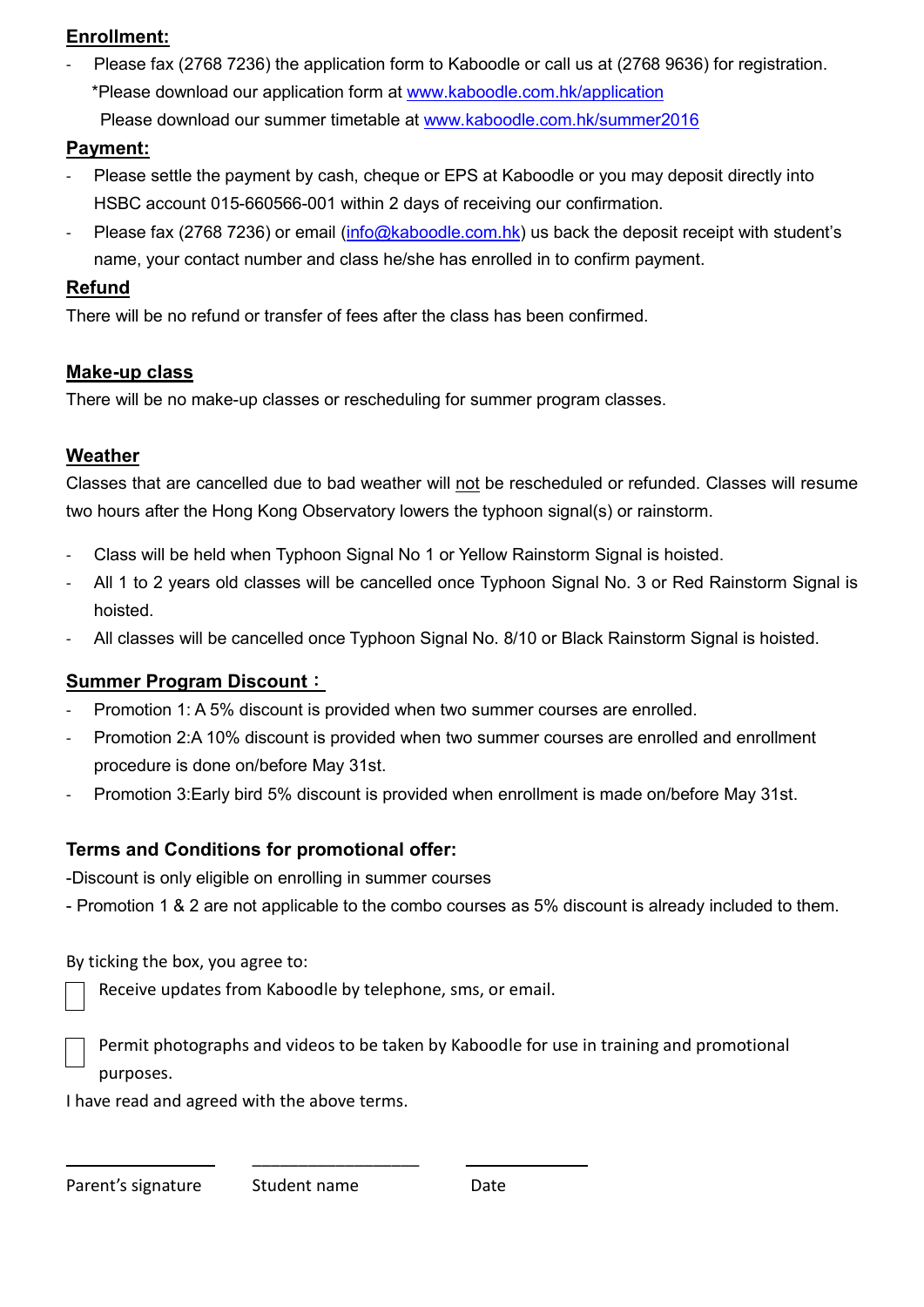## Enrollment:

- Please fax (2768 7236) the application form to Kaboodle or call us at (2768 9636) for registration.

  *Please download our application form at www.kaboodle.com.hk/application

  Please download our summer timetable at www.kaboodle.com.hk/summer2016

## Payment:

- Please settle the payment by cash, cheque or EPS at Kaboodle or you may deposit directly into HSBC account 015-660566-001 within 2 days of receiving our confirmation.
- Please fax (2768 7236) or email (info@kaboodle.com.hk) us back the deposit receipt with student's name, your contact number and class he/she has enrolled in to confirm payment.

## Refund

There will be no refund or transfer of fees after the class has been confirmed.

## Make-up class

There will be no make-up classes or rescheduling for summer program classes.

## Weather

Classes that are cancelled due to bad weather will not be rescheduled or refunded. Classes will resume two hours after the Hong Kong Observatory lowers the typhoon signal(s) or rainstorm.

- Class will be held when Typhoon Signal No 1 or Yellow Rainstorm Signal is hoisted.
- All 1 to 2 years old classes will be cancelled once Typhoon Signal No. 3 or Red Rainstorm Signal is hoisted.
- All classes will be cancelled once Typhoon Signal No. 8/10 or Black Rainstorm Signal is hoisted.

## Summer Program Discount：

- Promotion 1: A 5% discount is provided when two summer courses are enrolled.
- Promotion 2:A 10% discount is provided when two summer courses are enrolled and enrollment procedure is done on/before May 31st.
- Promotion 3:Early bird 5% discount is provided when enrollment is made on/before May 31st.

### Terms and Conditions for promotional offer:

-Discount is only eligible on enrolling in summer courses

- Promotion 1 & 2 are not applicable to the combo courses as 5% discount is already included to them.

By ticking the box, you agree to:

☐ Receive updates from Kaboodle by telephone, sms, or email.

☐ Permit photographs and videos to be taken by Kaboodle for use in training and promotional purposes.

I have read and agreed with the above terms.

\_\_\_\_\_\_\_\_\_\_\_\_\_\_\_\_ \_\_\_\_\_\_\_\_\_\_\_\_\_\_\_\_ \_\_\_\_\_\_\_\_\_\_\_\_\_\_\_\_

Parent's signature Student name Date